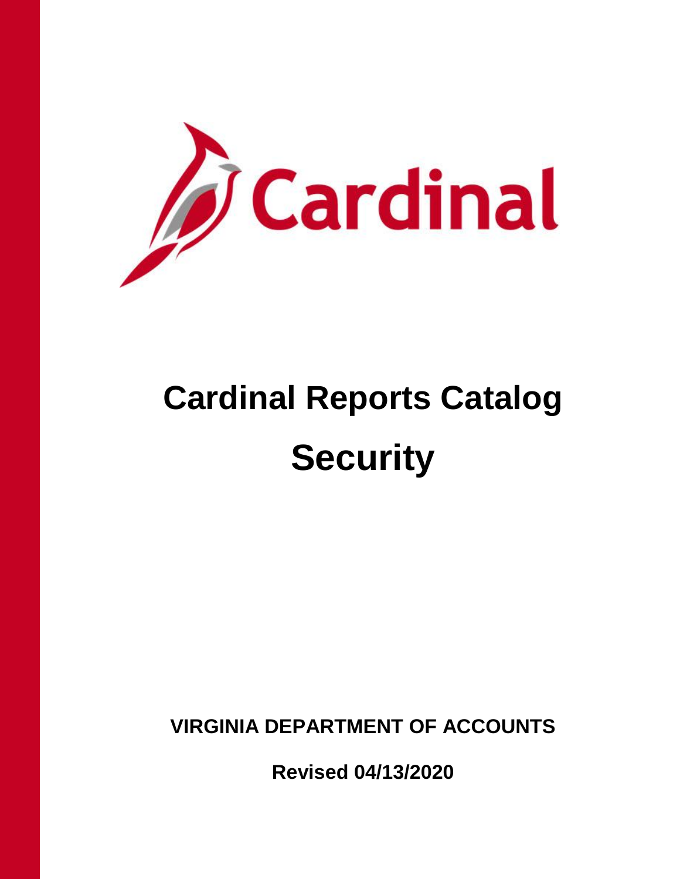# Cardinal Reports Catalog

# Security

**VIRGINIA DEPARTMENT OF ACCOUNTS**

**Revised 04/13/2020**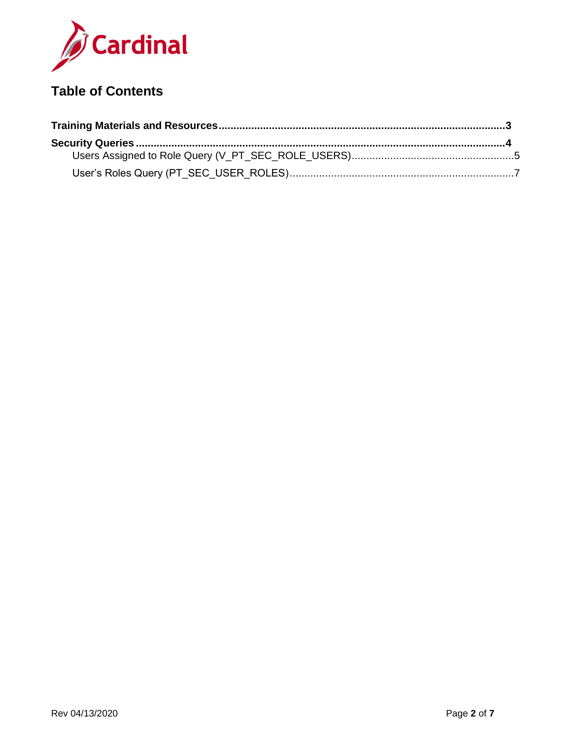## Table of Contents

**Training Materials and Resources** ........................................................................................................ **3**

**Security Queries** ........................................................................................................................................ **4**

- Users Assigned to Role Query (V_PT_SEC_ROLE_USERS)........................................................ 5
- User's Roles Query (PT_SEC_USER_ROLES)............................................................................ 7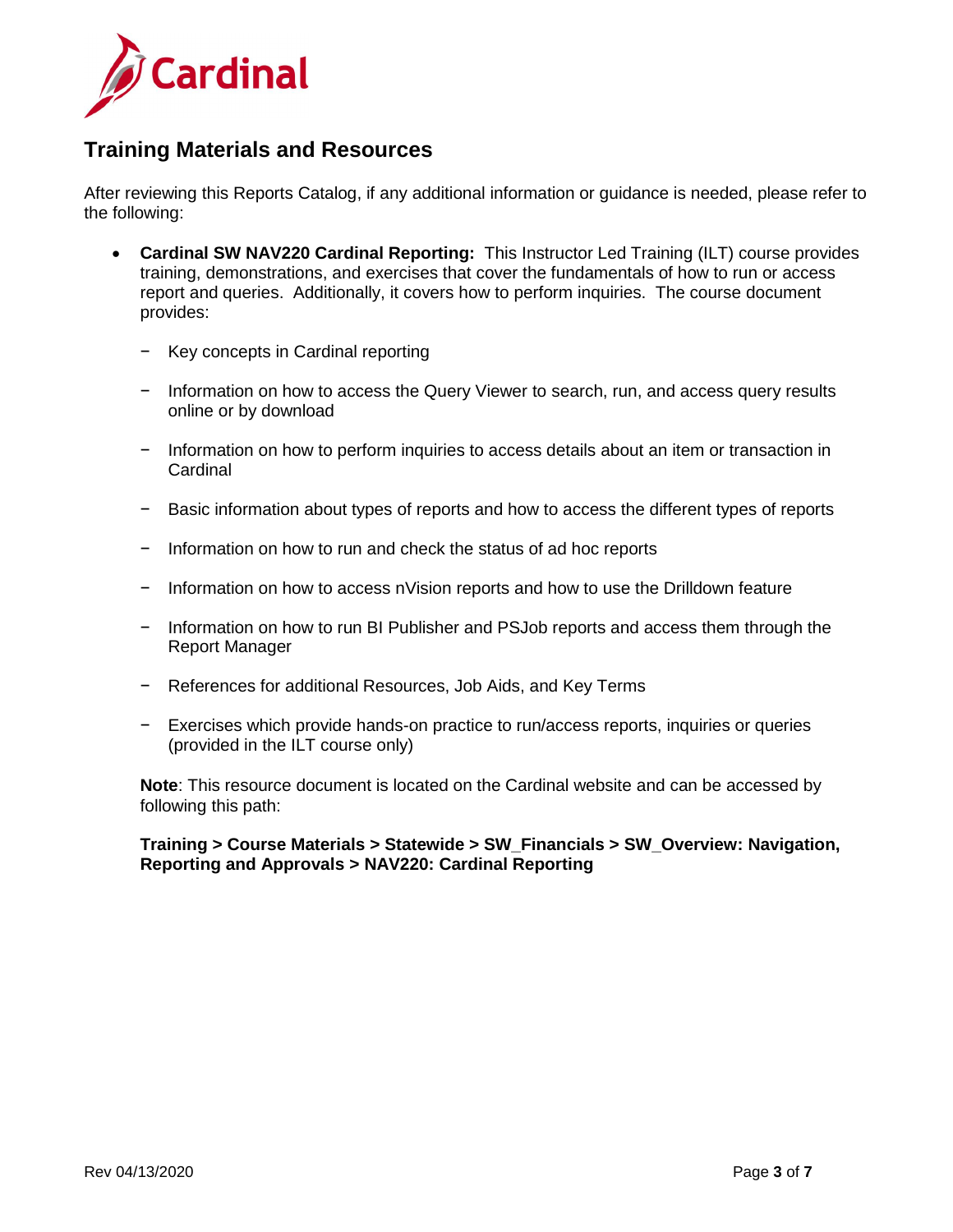## Training Materials and Resources

After reviewing this Reports Catalog, if any additional information or guidance is needed, please refer to the following:

- **Cardinal SW NAV220 Cardinal Reporting:** This Instructor Led Training (ILT) course provides training, demonstrations, and exercises that cover the fundamentals of how to run or access report and queries. Additionally, it covers how to perform inquiries. The course document provides:
  - Key concepts in Cardinal reporting
  - Information on how to access the Query Viewer to search, run, and access query results online or by download
  - Information on how to perform inquiries to access details about an item or transaction in Cardinal
  - Basic information about types of reports and how to access the different types of reports
  - Information on how to run and check the status of ad hoc reports
  - Information on how to access nVision reports and how to use the Drilldown feature
  - Information on how to run BI Publisher and PSJob reports and access them through the Report Manager
  - References for additional Resources, Job Aids, and Key Terms
  - Exercises which provide hands-on practice to run/access reports, inquiries or queries (provided in the ILT course only)

  **Note**: This resource document is located on the Cardinal website and can be accessed by following this path:

  **Training > Course Materials > Statewide > SW_Financials > SW_Overview: Navigation, Reporting and Approvals > NAV220: Cardinal Reporting**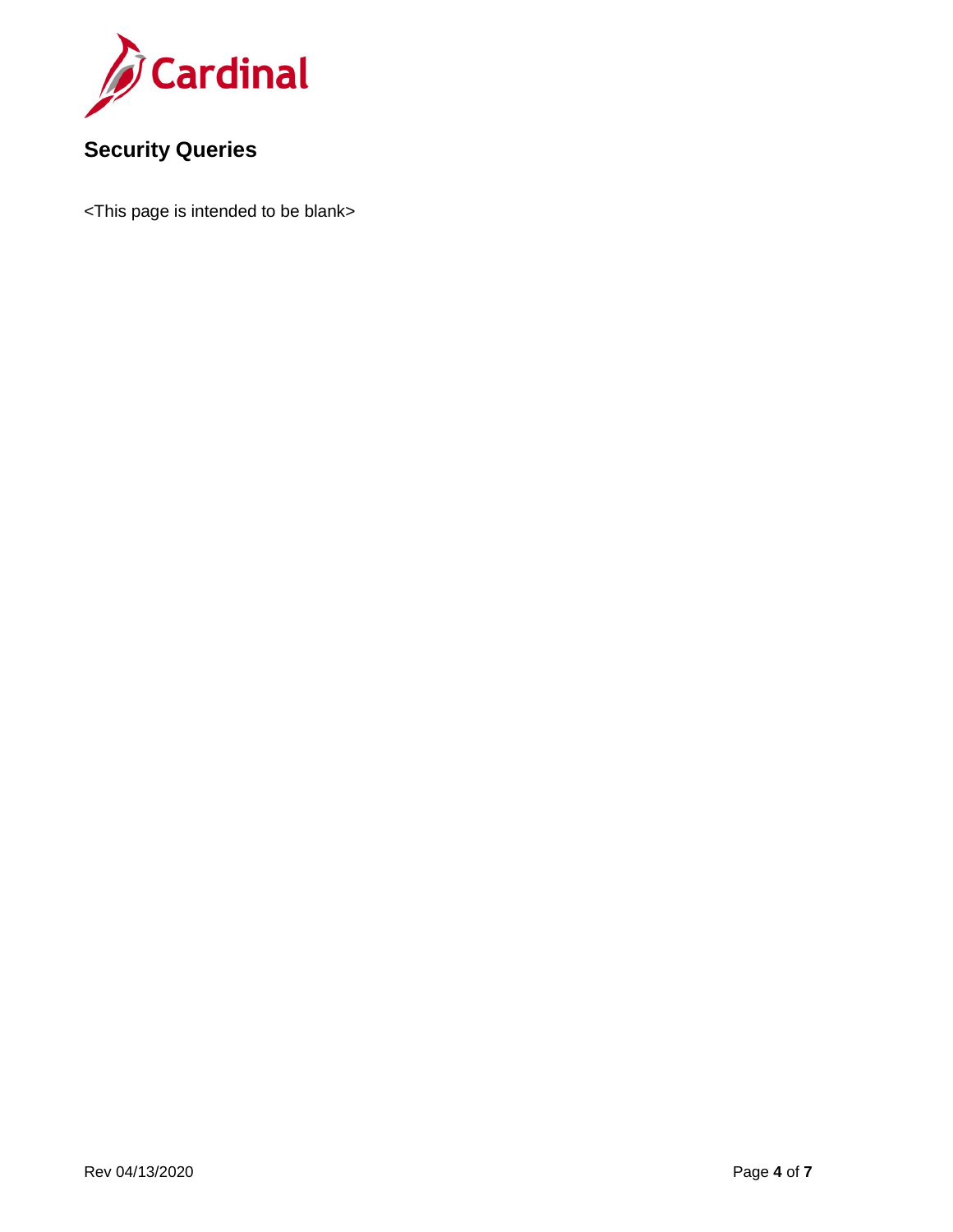# Security Queries

<This page is intended to be blank>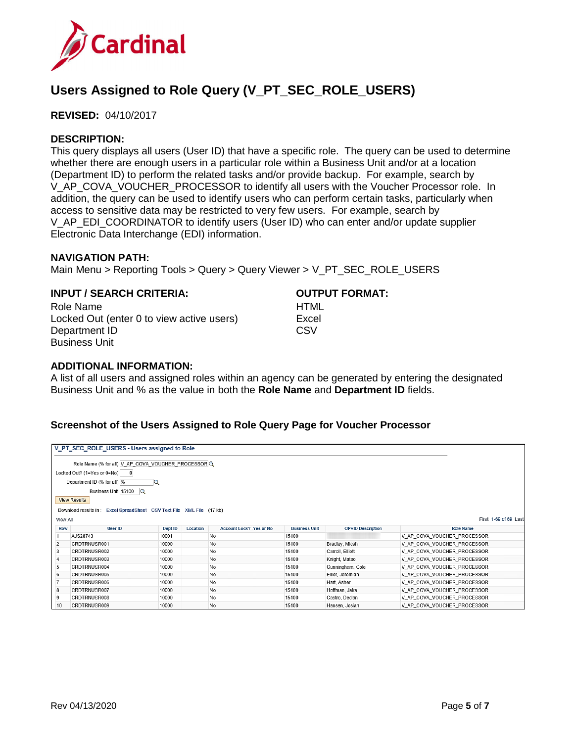# Users Assigned to Role Query (V_PT_SEC_ROLE_USERS)

**REVISED:** 04/10/2017

**DESCRIPTION:**
This query displays all users (User ID) that have a specific role. The query can be used to determine whether there are enough users in a particular role within a Business Unit and/or at a location (Department ID) to perform the related tasks and/or provide backup. For example, search by V_AP_COVA_VOUCHER_PROCESSOR to identify all users with the Voucher Processor role. In addition, the query can be used to identify users who can perform certain tasks, particularly when access to sensitive data may be restricted to very few users. For example, search by V_AP_EDI_COORDINATOR to identify users (User ID) who can enter and/or update supplier Electronic Data Interchange (EDI) information.

**NAVIGATION PATH:**
Main Menu > Reporting Tools > Query > Query Viewer > V_PT_SEC_ROLE_USERS

**INPUT / SEARCH CRITERIA:**
Role Name
Locked Out (enter 0 to view active users)
Department ID
Business Unit

**OUTPUT FORMAT:**
HTML
Excel
CSV

**ADDITIONAL INFORMATION:**
A list of all users and assigned roles within an agency can be generated by entering the designated Business Unit and % as the value in both the **Role Name** and **Department ID** fields.

### Screenshot of the Users Assigned to Role Query Page for Voucher Processor

**V_PT_SEC_ROLE_USERS - Users assigned to Role**

Role Name (% for all) V_AP_COVA_VOUCHER_PROCESSOR
Locked Out? (1=Yes or 0=No) 0
Department ID (% for all) %
Business Unit 15100

View Results

Download results in : Excel SpreadSheet CSV Text File XML File (17 kb)

View All First 1-69 of 69 Last

| Row | User ID | Dept ID | Location | Account Lock? -Yes or No | Business Unit | OPRID Description | Role Name |
|---|---|---|---|---|---|---|---|
| 1 | AJS28743 | 10001 | | No | 15100 | | V_AP_COVA_VOUCHER_PROCESSOR |
| 2 | CRDTRNUSR001 | 10000 | | No | 15100 | Bradley, Micah | V_AP_COVA_VOUCHER_PROCESSOR |
| 3 | CRDTRNUSR002 | 10000 | | No | 15100 | Carroll, Elliott | V_AP_COVA_VOUCHER_PROCESSOR |
| 4 | CRDTRNUSR003 | 10000 | | No | 15100 | Knight, Mateo | V_AP_COVA_VOUCHER_PROCESSOR |
| 5 | CRDTRNUSR004 | 10000 | | No | 15100 | Cunningham, Cole | V_AP_COVA_VOUCHER_PROCESSOR |
| 6 | CRDTRNUSR005 | 10000 | | No | 15100 | Elliot, Jeremiah | V_AP_COVA_VOUCHER_PROCESSOR |
| 7 | CRDTRNUSR006 | 10000 | | No | 15100 | Hart, Asher | V_AP_COVA_VOUCHER_PROCESSOR |
| 8 | CRDTRNUSR007 | 10000 | | No | 15100 | Hoffman, Jake | V_AP_COVA_VOUCHER_PROCESSOR |
| 9 | CRDTRNUSR008 | 10000 | | No | 15100 | Castro, Declan | V_AP_COVA_VOUCHER_PROCESSOR |
| 10 | CRDTRNUSR009 | 10000 | | No | 15100 | Hansen, Josiah | V_AP_COVA_VOUCHER_PROCESSOR |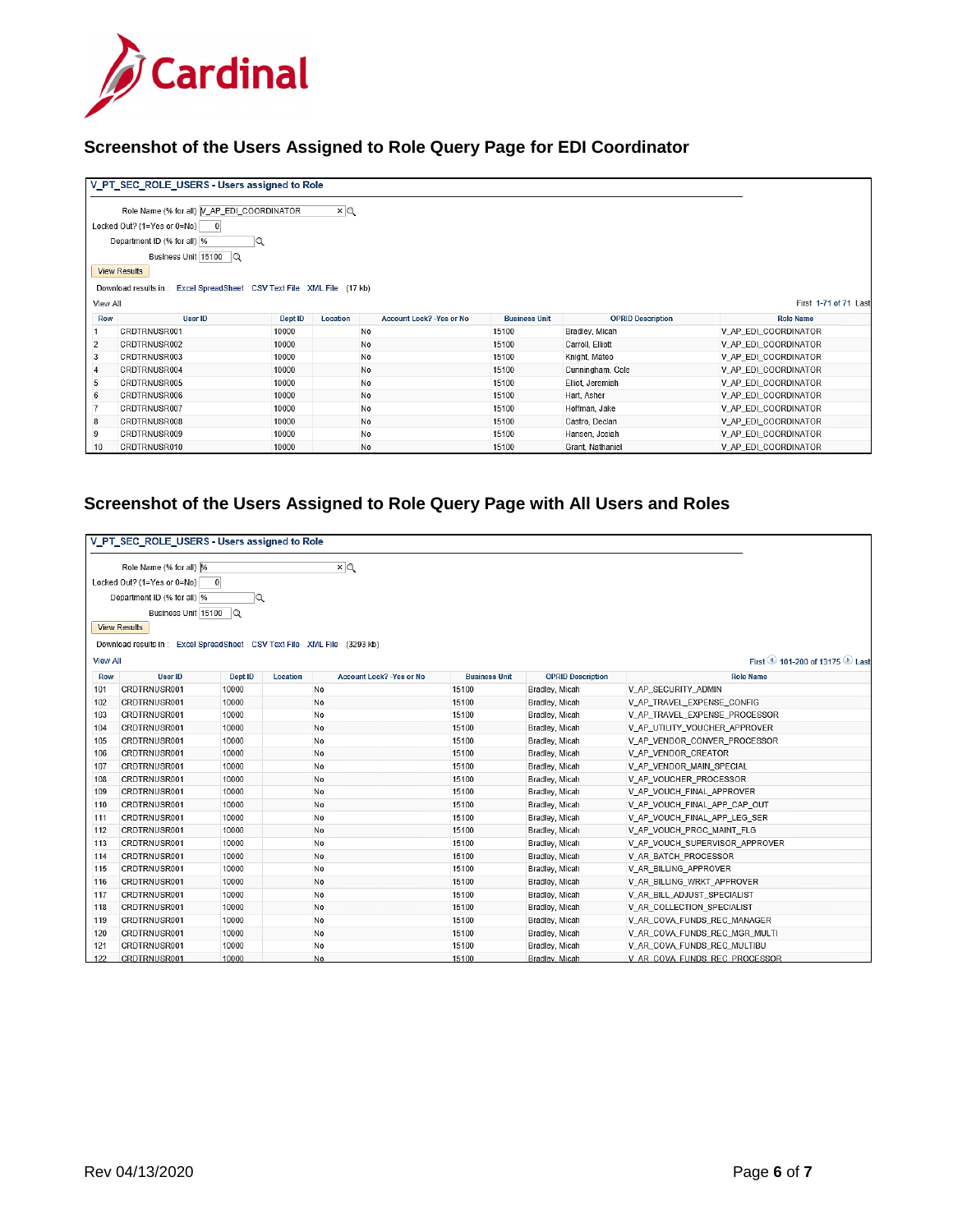## Screenshot of the Users Assigned to Role Query Page for EDI Coordinator

**V_PT_SEC_ROLE_USERS - Users assigned to Role**

Role Name (% for all) V_AP_EDI_COORDINATOR
Locked Out? (1=Yes or 0=No) 0
Department ID (% for all) %
Business Unit 15100
View Results

Download results in : Excel SpreadSheet CSV Text File XML File (17 kb)

View All First 1-71 of 71 Last

| Row | User ID | Dept ID | Location | Account Lock? -Yes or No | Business Unit | OPRID Description | Role Name |
|---|---|---|---|---|---|---|---|
| 1 | CRDTRNUSR001 | 10000 | | No | 15100 | Bradley, Micah | V_AP_EDI_COORDINATOR |
| 2 | CRDTRNUSR002 | 10000 | | No | 15100 | Carroll, Elliott | V_AP_EDI_COORDINATOR |
| 3 | CRDTRNUSR003 | 10000 | | No | 15100 | Knight, Mateo | V_AP_EDI_COORDINATOR |
| 4 | CRDTRNUSR004 | 10000 | | No | 15100 | Cunningham, Cole | V_AP_EDI_COORDINATOR |
| 5 | CRDTRNUSR005 | 10000 | | No | 15100 | Elliot, Jeremiah | V_AP_EDI_COORDINATOR |
| 6 | CRDTRNUSR006 | 10000 | | No | 15100 | Hart, Asher | V_AP_EDI_COORDINATOR |
| 7 | CRDTRNUSR007 | 10000 | | No | 15100 | Hoffman, Jake | V_AP_EDI_COORDINATOR |
| 8 | CRDTRNUSR008 | 10000 | | No | 15100 | Castro, Declan | V_AP_EDI_COORDINATOR |
| 9 | CRDTRNUSR009 | 10000 | | No | 15100 | Hansen, Josiah | V_AP_EDI_COORDINATOR |
| 10 | CRDTRNUSR010 | 10000 | | No | 15100 | Grant, Nathaniel | V_AP_EDI_COORDINATOR |

## Screenshot of the Users Assigned to Role Query Page with All Users and Roles

**V_PT_SEC_ROLE_USERS - Users assigned to Role**

Role Name (% for all) %
Locked Out? (1=Yes or 0=No) 0
Department ID (% for all) %
Business Unit 15100
View Results

Download results in : Excel SpreadSheet CSV Text File XML File (3293 kb)

View All First 101-200 of 13175 Last

| Row | User ID | Dept ID | Location | Account Lock? -Yes or No | Business Unit | OPRID Description | Role Name |
|---|---|---|---|---|---|---|---|
| 101 | CRDTRNUSR001 | 10000 | | No | 15100 | Bradley, Micah | V_AP_SECURITY_ADMIN |
| 102 | CRDTRNUSR001 | 10000 | | No | 15100 | Bradley, Micah | V_AP_TRAVEL_EXPENSE_CONFIG |
| 103 | CRDTRNUSR001 | 10000 | | No | 15100 | Bradley, Micah | V_AP_TRAVEL_EXPENSE_PROCESSOR |
| 104 | CRDTRNUSR001 | 10000 | | No | 15100 | Bradley, Micah | V_AP_UTILITY_VOUCHER_APPROVER |
| 105 | CRDTRNUSR001 | 10000 | | No | 15100 | Bradley, Micah | V_AP_VENDOR_CONVER_PROCESSOR |
| 106 | CRDTRNUSR001 | 10000 | | No | 15100 | Bradley, Micah | V_AP_VENDOR_CREATOR |
| 107 | CRDTRNUSR001 | 10000 | | No | 15100 | Bradley, Micah | V_AP_VENDOR_MAIN_SPECIAL |
| 108 | CRDTRNUSR001 | 10000 | | No | 15100 | Bradley, Micah | V_AP_VOUCHER_PROCESSOR |
| 109 | CRDTRNUSR001 | 10000 | | No | 15100 | Bradley, Micah | V_AP_VOUCH_FINAL_APPROVER |
| 110 | CRDTRNUSR001 | 10000 | | No | 15100 | Bradley, Micah | V_AP_VOUCH_FINAL_APP_CAP_OUT |
| 111 | CRDTRNUSR001 | 10000 | | No | 15100 | Bradley, Micah | V_AP_VOUCH_FINAL_APP_LEG_SER |
| 112 | CRDTRNUSR001 | 10000 | | No | 15100 | Bradley, Micah | V_AP_VOUCH_PROC_MAINT_FLG |
| 113 | CRDTRNUSR001 | 10000 | | No | 15100 | Bradley, Micah | V_AP_VOUCH_SUPERVISOR_APPROVER |
| 114 | CRDTRNUSR001 | 10000 | | No | 15100 | Bradley, Micah | V_AR_BATCH_PROCESSOR |
| 115 | CRDTRNUSR001 | 10000 | | No | 15100 | Bradley, Micah | V_AR_BILLING_APPROVER |
| 116 | CRDTRNUSR001 | 10000 | | No | 15100 | Bradley, Micah | V_AR_BILLING_WRKT_APPROVER |
| 117 | CRDTRNUSR001 | 10000 | | No | 15100 | Bradley, Micah | V_AR_BILL_ADJUST_SPECIALIST |
| 118 | CRDTRNUSR001 | 10000 | | No | 15100 | Bradley, Micah | V_AR_COLLECTION_SPECIALIST |
| 119 | CRDTRNUSR001 | 10000 | | No | 15100 | Bradley, Micah | V_AR_COVA_FUNDS_REC_MANAGER |
| 120 | CRDTRNUSR001 | 10000 | | No | 15100 | Bradley, Micah | V_AR_COVA_FUNDS_REC_MGR_MULTI |
| 121 | CRDTRNUSR001 | 10000 | | No | 15100 | Bradley, Micah | V_AR_COVA_FUNDS_REC_MULTIBU |
| 122 | CRDTRNUSR001 | 10000 | | No | 15100 | Bradley, Micah | V_AR_COVA_FUNDS_REC_PROCESSOR |

Rev 04/13/2020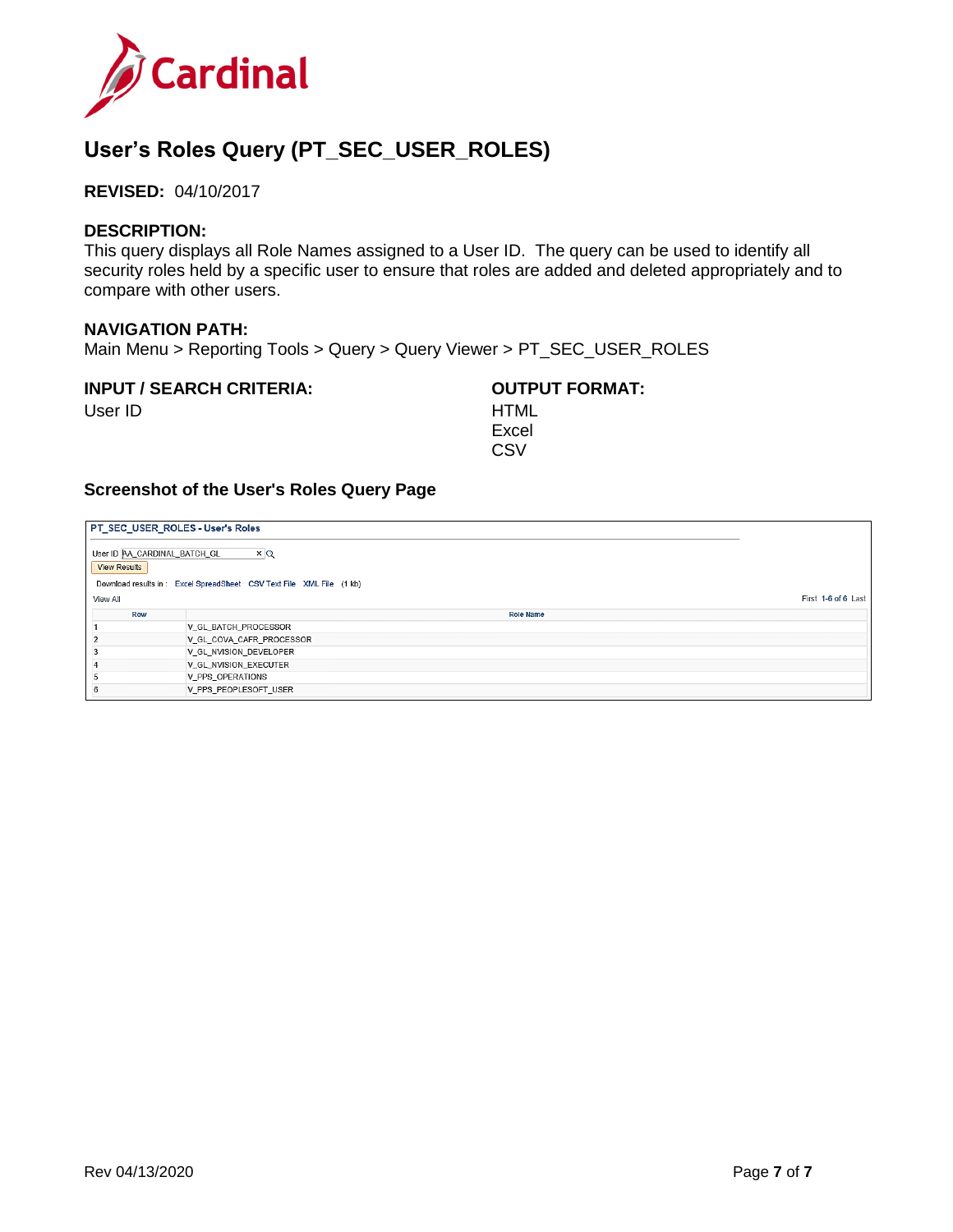Cardinal

# User's Roles Query (PT_SEC_USER_ROLES)

**REVISED:** 04/10/2017

**DESCRIPTION:**
This query displays all Role Names assigned to a User ID. The query can be used to identify all security roles held by a specific user to ensure that roles are added and deleted appropriately and to compare with other users.

**NAVIGATION PATH:**
Main Menu > Reporting Tools > Query > Query Viewer > PT_SEC_USER_ROLES

**INPUT / SEARCH CRITERIA:**
User ID

**OUTPUT FORMAT:**
HTML
Excel
CSV

### Screenshot of the User's Roles Query Page

PT_SEC_USER_ROLES - User's Roles

User ID AA_CARDINAL_BATCH_GL

View Results

Download results in : Excel SpreadSheet CSV Text File XML File (1 kb)

View All

First 1-6 of 6 Last

| Row | Role Name |
|---|---|
| 1 | V_GL_BATCH_PROCESSOR |
| 2 | V_GL_COVA_CAFR_PROCESSOR |
| 3 | V_GL_NVISION_DEVELOPER |
| 4 | V_GL_NVISION_EXECUTER |
| 5 | V_PPS_OPERATIONS |
| 6 | V_PPS_PEOPLESOFT_USER |

Rev 04/13/2020